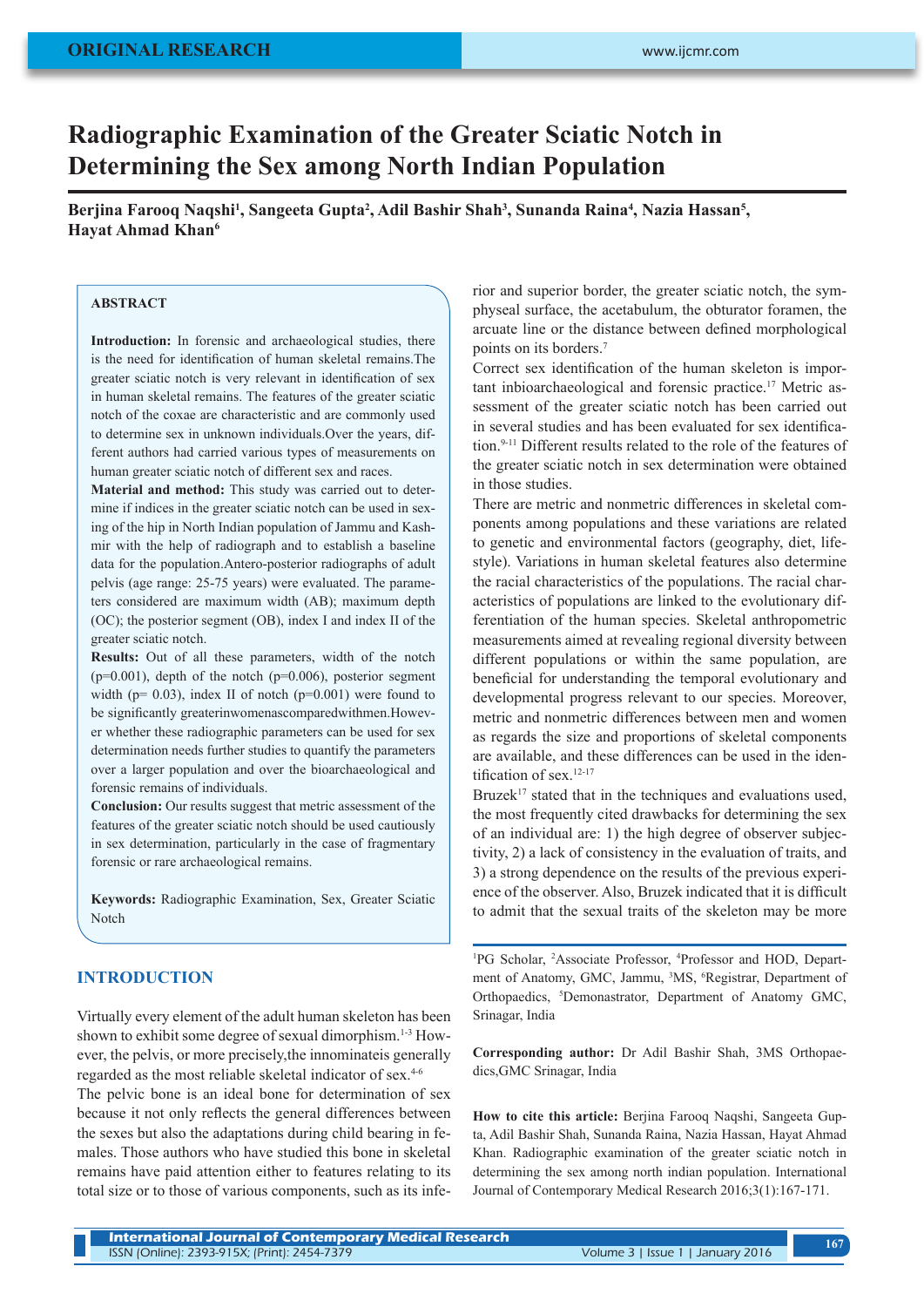# Radiographic Examination of the Greater Sciatic Notch in Determining the Sex among North Indian Population

**Berjina Farooq Naqshi[1], Sangeeta Gupta[2], Adil Bashir Shah[3], Sunanda Raina[4], Nazia Hassan[5], Hayat Ahmad Khan[6]**

## ABSTRACT

**Introduction:** In forensic and archaeological studies, there is the need for identification of human skeletal remains.The greater sciatic notch is very relevant in identification of sex in human skeletal remains. The features of the greater sciatic notch of the coxae are characteristic and are commonly used to determine sex in unknown individuals.Over the years, different authors had carried various types of measurements on human greater sciatic notch of different sex and races.

**Material and method:** This study was carried out to determine if indices in the greater sciatic notch can be used in sexing of the hip in North Indian population of Jammu and Kashmir with the help of radiograph and to establish a baseline data for the population.Antero-posterior radiographs of adult pelvis (age range: 25-75 years) were evaluated. The parameters considered are maximum width (AB); maximum depth (OC); the posterior segment (OB), index I and index II of the greater sciatic notch.

**Results:** Out of all these parameters, width of the notch (p=0.001), depth of the notch (p=0.006), posterior segment width (p= 0.03), index II of notch (p=0.001) were found to be significantly greaterinwomenascomparedwithmen.However whether these radiographic parameters can be used for sex determination needs further studies to quantify the parameters over a larger population and over the bioarchaeological and forensic remains of individuals.

**Conclusion:** Our results suggest that metric assessment of the features of the greater sciatic notch should be used cautiously in sex determination, particularly in the case of fragmentary forensic or rare archaeological remains.

**Keywords:** Radiographic Examination, Sex, Greater Sciatic Notch

## INTRODUCTION

Virtually every element of the adult human skeleton has been shown to exhibit some degree of sexual dimorphism.[1-3] However, the pelvis, or more precisely,the innominateis generally regarded as the most reliable skeletal indicator of sex.[4-6]

The pelvic bone is an ideal bone for determination of sex because it not only reflects the general differences between the sexes but also the adaptations during child bearing in females. Those authors who have studied this bone in skeletal remains have paid attention either to features relating to its total size or to those of various components, such as its inferior and superior border, the greater sciatic notch, the symphyseal surface, the acetabulum, the obturator foramen, the arcuate line or the distance between defined morphological points on its borders.[7]

Correct sex identification of the human skeleton is important inbioarchaeological and forensic practice.[17] Metric assessment of the greater sciatic notch has been carried out in several studies and has been evaluated for sex identification.[9-11] Different results related to the role of the features of the greater sciatic notch in sex determination were obtained in those studies.

There are metric and nonmetric differences in skeletal components among populations and these variations are related to genetic and environmental factors (geography, diet, lifestyle). Variations in human skeletal features also determine the racial characteristics of the populations. The racial characteristics of populations are linked to the evolutionary differentiation of the human species. Skeletal anthropometric measurements aimed at revealing regional diversity between different populations or within the same population, are beneficial for understanding the temporal evolutionary and developmental progress relevant to our species. Moreover, metric and nonmetric differences between men and women as regards the size and proportions of skeletal components are available, and these differences can be used in the identification of sex.[12-17]

Bruzek[17] stated that in the techniques and evaluations used, the most frequently cited drawbacks for determining the sex of an individual are: 1) the high degree of observer subjectivity, 2) a lack of consistency in the evaluation of traits, and 3) a strong dependence on the results of the previous experience of the observer. Also, Bruzek indicated that it is difficult to admit that the sexual traits of the skeleton may be more

---

[1]PG Scholar, [2]Associate Professor, [4]Professor and HOD, Department of Anatomy, GMC, Jammu, [3]MS, [6]Registrar, Department of Orthopaedics, [5]Demonastrator, Department of Anatomy GMC, Srinagar, India

**Corresponding author:** Dr Adil Bashir Shah, 3MS Orthopaedics,GMC Srinagar, India

**How to cite this article:** Berjina Farooq Naqshi, Sangeeta Gupta, Adil Bashir Shah, Sunanda Raina, Nazia Hassan, Hayat Ahmad Khan. Radiographic examination of the greater sciatic notch in determining the sex among north indian population. International Journal of Contemporary Medical Research 2016;3(1):167-171.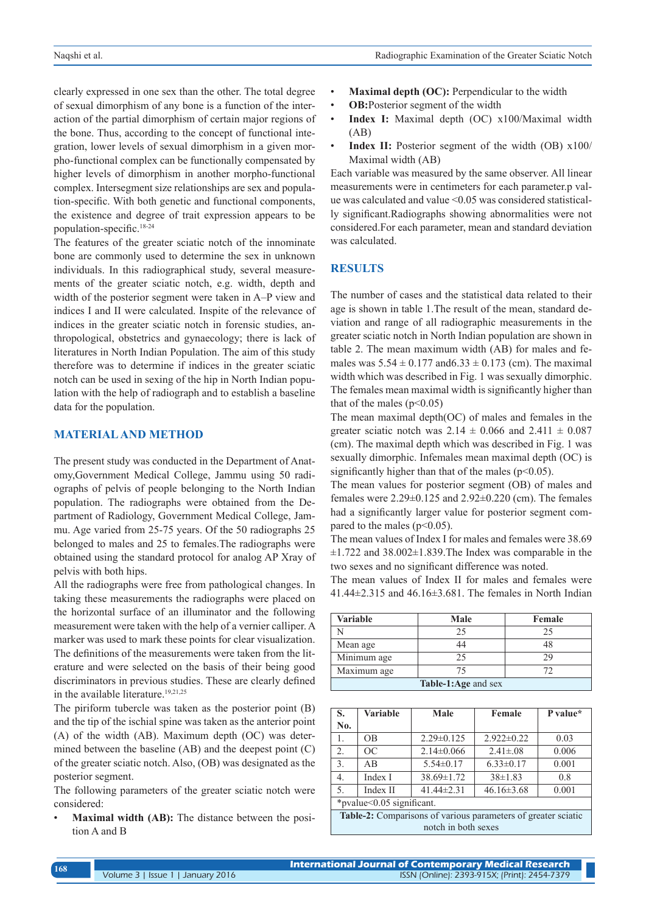clearly expressed in one sex than the other. The total degree of sexual dimorphism of any bone is a function of the interaction of the partial dimorphism of certain major regions of the bone. Thus, according to the concept of functional integration, lower levels of sexual dimorphism in a given morpho-functional complex can be functionally compensated by higher levels of dimorphism in another morpho-functional complex. Intersegment size relationships are sex and population-specific. With both genetic and functional components, the existence and degree of trait expression appears to be population-specific.[18-24]

The features of the greater sciatic notch of the innominate bone are commonly used to determine the sex in unknown individuals. In this radiographical study, several measurements of the greater sciatic notch, e.g. width, depth and width of the posterior segment were taken in A–P view and indices I and II were calculated. Inspite of the relevance of indices in the greater sciatic notch in forensic studies, anthropological, obstetrics and gynaecology; there is lack of literatures in North Indian Population. The aim of this study therefore was to determine if indices in the greater sciatic notch can be used in sexing of the hip in North Indian population with the help of radiograph and to establish a baseline data for the population.

## MATERIAL AND METHOD

The present study was conducted in the Department of Anatomy,Government Medical College, Jammu using 50 radiographs of pelvis of people belonging to the North Indian population. The radiographs were obtained from the Department of Radiology, Government Medical College, Jammu. Age varied from 25-75 years. Of the 50 radiographs 25 belonged to males and 25 to females.The radiographs were obtained using the standard protocol for analog AP Xray of pelvis with both hips.

All the radiographs were free from pathological changes. In taking these measurements the radiographs were placed on the horizontal surface of an illuminator and the following measurement were taken with the help of a vernier calliper. A marker was used to mark these points for clear visualization. The definitions of the measurements were taken from the literature and were selected on the basis of their being good discriminators in previous studies. These are clearly defined in the available literature.[19,21,25]

The piriform tubercle was taken as the posterior point (B) and the tip of the ischial spine was taken as the anterior point (A) of the width (AB). Maximum depth (OC) was determined between the baseline (AB) and the deepest point (C) of the greater sciatic notch. Also, (OB) was designated as the posterior segment.

The following parameters of the greater sciatic notch were considered:

- **Maximal width (AB):** The distance between the position A and B
- **Maximal depth (OC):** Perpendicular to the width
- **OB:**Posterior segment of the width
- **Index I:** Maximal depth (OC) x100/Maximal width (AB)
- **Index II:** Posterior segment of the width (OB) x100/ Maximal width (AB)

Each variable was measured by the same observer. All linear measurements were in centimeters for each parameter.p value was calculated and value <0.05 was considered statistically significant.Radiographs showing abnormalities were not considered.For each parameter, mean and standard deviation was calculated.

## RESULTS

The number of cases and the statistical data related to their age is shown in table 1.The result of the mean, standard deviation and range of all radiographic measurements in the greater sciatic notch in North Indian population are shown in table 2. The mean maximum width (AB) for males and females was 5.54 ± 0.177 and6.33 ± 0.173 (cm). The maximal width which was described in Fig. 1 was sexually dimorphic. The females mean maximal width is significantly higher than that of the males ($p<0.05$)

The mean maximal depth(OC) of males and females in the greater sciatic notch was 2.14 ± 0.066 and 2.411 ± 0.087 (cm). The maximal depth which was described in Fig. 1 was sexually dimorphic. Infemales mean maximal depth (OC) is significantly higher than that of the males ($p<0.05$).

The mean values for posterior segment (OB) of males and females were 2.29±0.125 and 2.92±0.220 (cm). The females had a significantly larger value for posterior segment compared to the males ($p<0.05$).

The mean values of Index I for males and females were 38.69 ±1.722 and 38.002±1.839.The Index was comparable in the two sexes and no significant difference was noted.

The mean values of Index II for males and females were 41.44±2.315 and 46.16±3.681. The females in North Indian

| Variable | Male | Female |
|---|---|---|
| N | 25 | 25 |
| Mean age | 44 | 48 |
| Minimum age | 25 | 29 |
| Maximum age | 75 | 72 |

**Table-1:** Age and sex

| S. No. | Variable | Male | Female | P value* |
|---|---|---|---|---|
| 1. | OB | 2.29±0.125 | 2.922±0.22 | 0.03 |
| 2. | OC | 2.14±0.066 | 2.41±.08 | 0.006 |
| 3. | AB | 5.54±0.17 | 6.33±0.17 | 0.001 |
| 4. | Index I | 38.69±1.72 | 38±1.83 | 0.8 |
| 5. | Index II | 41.44±2.31 | 46.16±3.68 | 0.001 |

*pvalue<0.05 significant.

**Table-2:** Comparisons of various parameters of greater sciatic notch in both sexes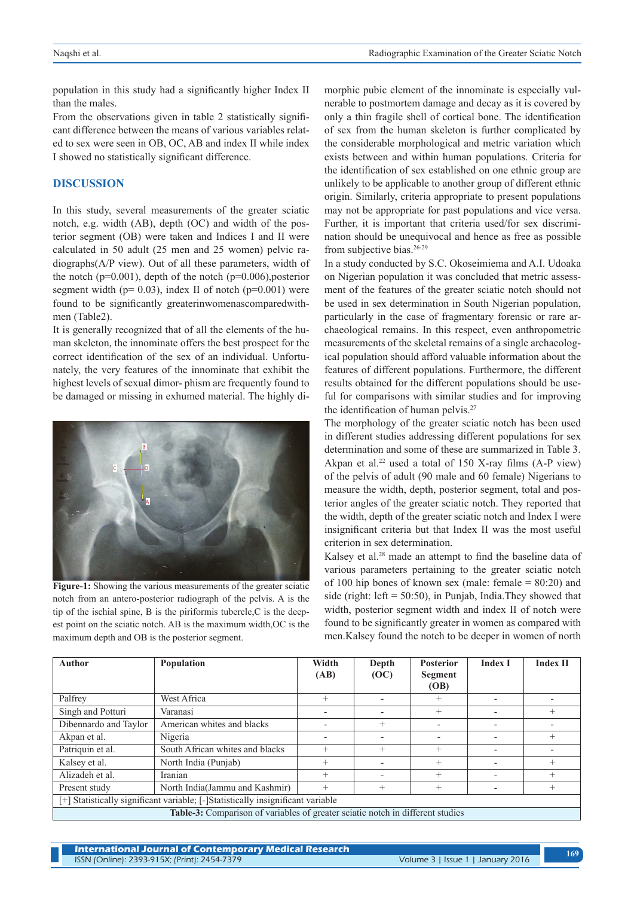population in this study had a significantly higher Index II than the males.

From the observations given in table 2 statistically significant difference between the means of various variables related to sex were seen in OB, OC, AB and index II while index I showed no statistically significant difference.

## DISCUSSION

In this study, several measurements of the greater sciatic notch, e.g. width (AB), depth (OC) and width of the posterior segment (OB) were taken and Indices I and II were calculated in 50 adult (25 men and 25 women) pelvic radiographs(A/P view). Out of all these parameters, width of the notch (p=0.001), depth of the notch (p=0.006),posterior segment width (p= 0.03), index II of notch (p=0.001) were found to be significantly greaterinwomenascomparedwithmen (Table2).

It is generally recognized that of all the elements of the human skeleton, the innominate offers the best prospect for the correct identification of the sex of an individual. Unfortunately, the very features of the innominate that exhibit the highest levels of sexual dimor- phism are frequently found to be damaged or missing in exhumed material. The highly dimorphic pubic element of the innominate is especially vulnerable to postmortem damage and decay as it is covered by only a thin fragile shell of cortical bone. The identification of sex from the human skeleton is further complicated by the considerable morphological and metric variation which exists between and within human populations. Criteria for the identification of sex established on one ethnic group are unlikely to be applicable to another group of different ethnic origin. Similarly, criteria appropriate to present populations may not be appropriate for past populations and vice versa. Further, it is important that criteria used/for sex discrimination should be unequivocal and hence as free as possible from subjective bias.[26-29]

**Figure-1:** Showing the various measurements of the greater sciatic notch from an antero-posterior radiograph of the pelvis. A is the tip of the ischial spine, B is the piriformis tubercle,C is the deepest point on the sciatic notch. AB is the maximum width,OC is the maximum depth and OB is the posterior segment.

In a study conducted by S.C. Okoseimiema and A.I. Udoaka on Nigerian population it was concluded that metric assessment of the features of the greater sciatic notch should not be used in sex determination in South Nigerian population, particularly in the case of fragmentary forensic or rare archaeological remains. In this respect, even anthropometric measurements of the skeletal remains of a single archaeological population should afford valuable information about the features of different populations. Furthermore, the different results obtained for the different populations should be useful for comparisons with similar studies and for improving the identification of human pelvis.[27]

The morphology of the greater sciatic notch has been used in different studies addressing different populations for sex determination and some of these are summarized in Table 3.

Akpan et al.[22] used a total of 150 X-ray films (A-P view) of the pelvis of adult (90 male and 60 female) Nigerians to measure the width, depth, posterior segment, total and posterior angles of the greater sciatic notch. They reported that the width, depth of the greater sciatic notch and Index I were insignificant criteria but that Index II was the most useful criterion in sex determination.

Kalsey et al.[28] made an attempt to find the baseline data of various parameters pertaining to the greater sciatic notch of 100 hip bones of known sex (male: female = 80:20) and side (right: left = 50:50), in Punjab, India.They showed that width, posterior segment width and index II of notch were found to be significantly greater in women as compared with men.Kalsey found the notch to be deeper in women of north

| Author | Population | Width (AB) | Depth (OC) | Posterior Segment (OB) | Index I | Index II |
|---|---|---|---|---|---|---|
| Palfrey | West Africa | + | - | + | - | - |
| Singh and Potturi | Varanasi | - | - | + | - | + |
| Dibennardo and Taylor | American whites and blacks | - | + | - | - | - |
| Akpan et al. | Nigeria | - | - | - | - | + |
| Patriquin et al. | South African whites and blacks | + | + | + | - | - |
| Kalsey et al. | North India (Punjab) | + | - | + | - | + |
| Alizadeh et al. | Iranian | + | - | + | - | + |
| Present study | North India(Jammu and Kashmir) | + | + | + | - | + |
| [+] Statistically significant variable; [-]Statistically insignificant variable | | | | | | |

**Table-3:** Comparison of variables of greater sciatic notch in different studies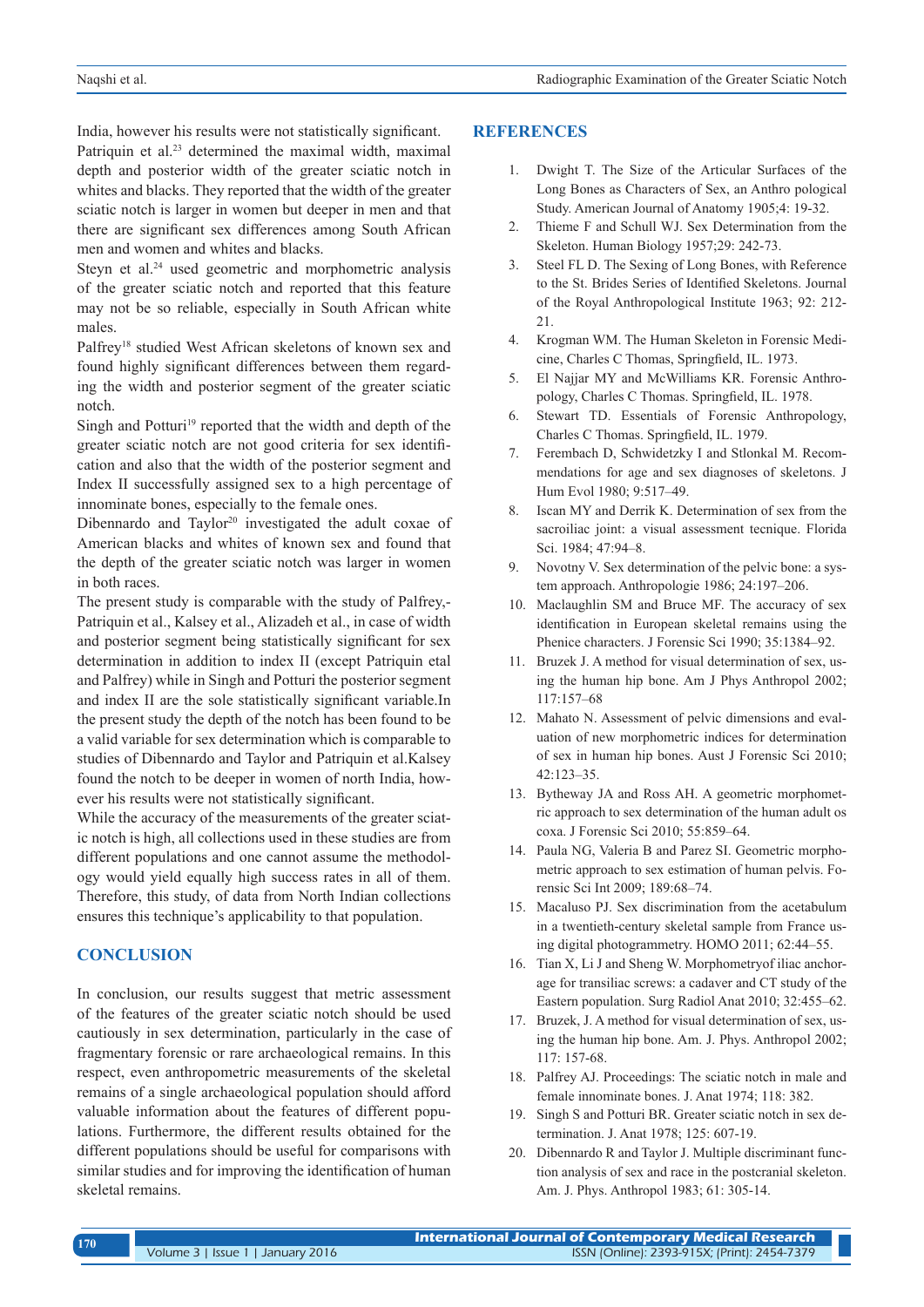India, however his results were not statistically significant. Patriquin et al.[23] determined the maximal width, maximal depth and posterior width of the greater sciatic notch in whites and blacks. They reported that the width of the greater sciatic notch is larger in women but deeper in men and that there are significant sex differences among South African men and women and whites and blacks.

Steyn et al.[24] used geometric and morphometric analysis of the greater sciatic notch and reported that this feature may not be so reliable, especially in South African white males.

Palfrey[18] studied West African skeletons of known sex and found highly significant differences between them regarding the width and posterior segment of the greater sciatic notch.

Singh and Potturi[19] reported that the width and depth of the greater sciatic notch are not good criteria for sex identification and also that the width of the posterior segment and Index II successfully assigned sex to a high percentage of innominate bones, especially to the female ones.

Dibennardo and Taylor[20] investigated the adult coxae of American blacks and whites of known sex and found that the depth of the greater sciatic notch was larger in women in both races.

The present study is comparable with the study of Palfrey,-Patriquin et al., Kalsey et al., Alizadeh et al., in case of width and posterior segment being statistically significant for sex determination in addition to index II (except Patriquin etal and Palfrey) while in Singh and Potturi the posterior segment and index II are the sole statistically significant variable.In the present study the depth of the notch has been found to be a valid variable for sex determination which is comparable to studies of Dibennardo and Taylor and Patriquin et al.Kalsey found the notch to be deeper in women of north India, however his results were not statistically significant.

While the accuracy of the measurements of the greater sciatic notch is high, all collections used in these studies are from different populations and one cannot assume the methodology would yield equally high success rates in all of them. Therefore, this study, of data from North Indian collections ensures this technique's applicability to that population.

## CONCLUSION

In conclusion, our results suggest that metric assessment of the features of the greater sciatic notch should be used cautiously in sex determination, particularly in the case of fragmentary forensic or rare archaeological remains. In this respect, even anthropometric measurements of the skeletal remains of a single archaeological population should afford valuable information about the features of different populations. Furthermore, the different results obtained for the different populations should be useful for comparisons with similar studies and for improving the identification of human skeletal remains.

## REFERENCES

1. Dwight T. The Size of the Articular Surfaces of the Long Bones as Characters of Sex, an Anthro pological Study. American Journal of Anatomy 1905;4: 19-32.
2. Thieme F and Schull WJ. Sex Determination from the Skeleton. Human Biology 1957;29: 242-73.
3. Steel FL D. The Sexing of Long Bones, with Reference to the St. Brides Series of Identified Skeletons. Journal of the Royal Anthropological Institute 1963; 92: 212-21.
4. Krogman WM. The Human Skeleton in Forensic Medicine, Charles C Thomas, Springfield, IL. 1973.
5. El Najjar MY and McWilliams KR. Forensic Anthropology, Charles C Thomas. Springfield, IL. 1978.
6. Stewart TD. Essentials of Forensic Anthropology, Charles C Thomas. Springfield, IL. 1979.
7. Ferembach D, Schwidetzky I and Stlonkal M. Recommendations for age and sex diagnoses of skeletons. J Hum Evol 1980; 9:517–49.
8. Iscan MY and Derrik K. Determination of sex from the sacroiliac joint: a visual assessment tecnique. Florida Sci. 1984; 47:94–8.
9. Novotny V. Sex determination of the pelvic bone: a system approach. Anthropologie 1986; 24:197–206.
10. Maclaughlin SM and Bruce MF. The accuracy of sex identification in European skeletal remains using the Phenice characters. J Forensic Sci 1990; 35:1384–92.
11. Bruzek J. A method for visual determination of sex, using the human hip bone. Am J Phys Anthropol 2002; 117:157–68
12. Mahato N. Assessment of pelvic dimensions and evaluation of new morphometric indices for determination of sex in human hip bones. Aust J Forensic Sci 2010; 42:123–35.
13. Bytheway JA and Ross AH. A geometric morphometric approach to sex determination of the human adult os coxa. J Forensic Sci 2010; 55:859–64.
14. Paula NG, Valeria B and Parez SI. Geometric morphometric approach to sex estimation of human pelvis. Forensic Sci Int 2009; 189:68–74.
15. Macaluso PJ. Sex discrimination from the acetabulum in a twentieth-century skeletal sample from France using digital photogrammetry. HOMO 2011; 62:44–55.
16. Tian X, Li J and Sheng W. Morphometryof iliac anchorage for transiliac screws: a cadaver and CT study of the Eastern population. Surg Radiol Anat 2010; 32:455–62.
17. Bruzek, J. A method for visual determination of sex, using the human hip bone. Am. J. Phys. Anthropol 2002; 117: 157-68.
18. Palfrey AJ. Proceedings: The sciatic notch in male and female innominate bones. J. Anat 1974; 118: 382.
19. Singh S and Potturi BR. Greater sciatic notch in sex determination. J. Anat 1978; 125: 607-19.
20. Dibennardo R and Taylor J. Multiple discriminant function analysis of sex and race in the postcranial skeleton. Am. J. Phys. Anthropol 1983; 61: 305-14.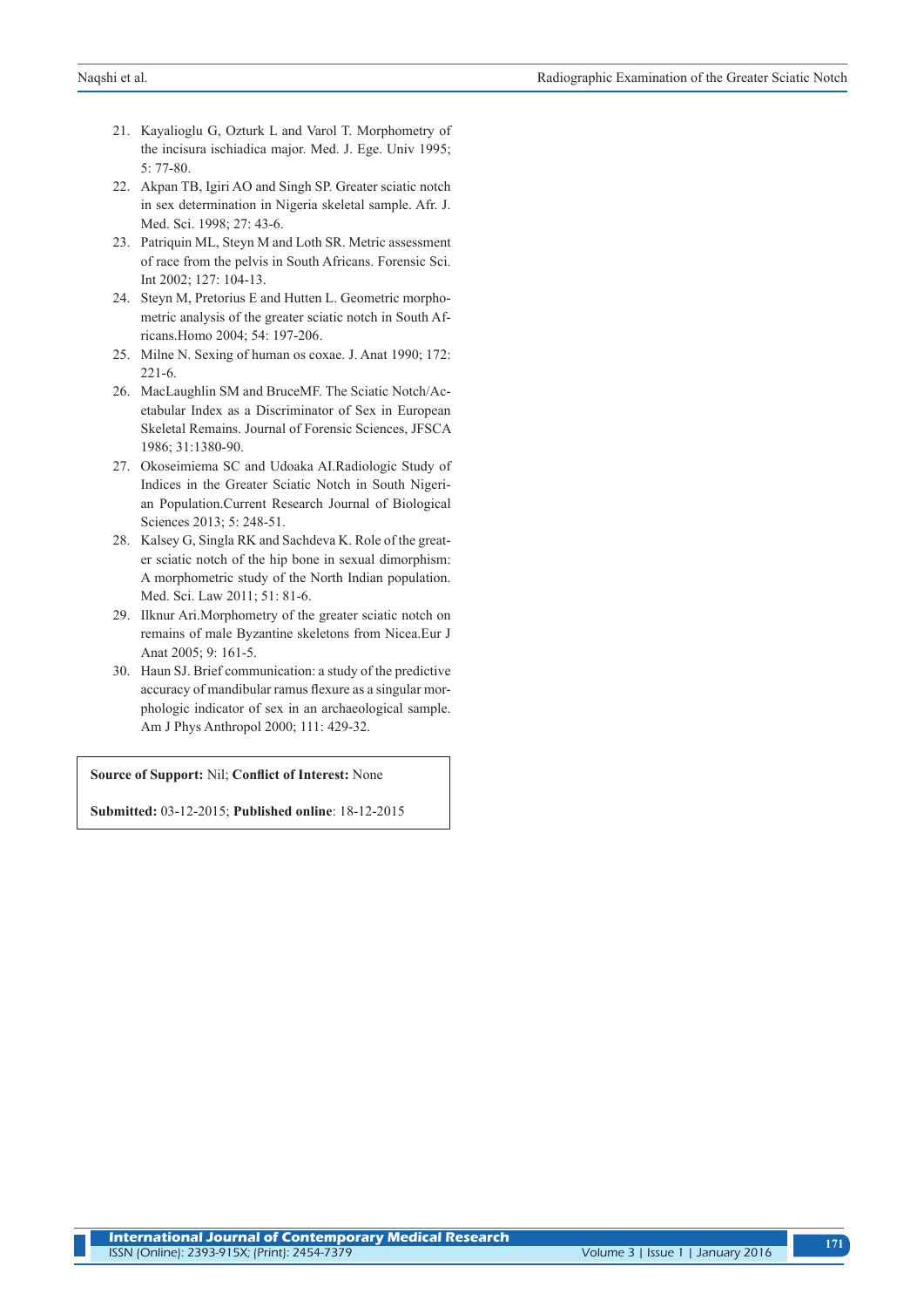21. Kayalioglu G, Ozturk L and Varol T. Morphometry of the incisura ischiadica major. Med. J. Ege. Univ 1995; 5: 77-80.
22. Akpan TB, Igiri AO and Singh SP. Greater sciatic notch in sex determination in Nigeria skeletal sample. Afr. J. Med. Sci. 1998; 27: 43-6.
23. Patriquin ML, Steyn M and Loth SR. Metric assessment of race from the pelvis in South Africans. Forensic Sci. Int 2002; 127: 104-13.
24. Steyn M, Pretorius E and Hutten L. Geometric morphometric analysis of the greater sciatic notch in South Africans.Homo 2004; 54: 197-206.
25. Milne N. Sexing of human os coxae. J. Anat 1990; 172: 221-6.
26. MacLaughlin SM and BruceMF. The Sciatic Notch/Acetabular Index as a Discriminator of Sex in European Skeletal Remains. Journal of Forensic Sciences, JFSCA 1986; 31:1380-90.
27. Okoseimiema SC and Udoaka AI.Radiologic Study of Indices in the Greater Sciatic Notch in South Nigerian Population.Current Research Journal of Biological Sciences 2013; 5: 248-51.
28. Kalsey G, Singla RK and Sachdeva K. Role of the greater sciatic notch of the hip bone in sexual dimorphism: A morphometric study of the North Indian population. Med. Sci. Law 2011; 51: 81-6.
29. Ilknur Ari.Morphometry of the greater sciatic notch on remains of male Byzantine skeletons from Nicea.Eur J Anat 2005; 9: 161-5.
30. Haun SJ. Brief communication: a study of the predictive accuracy of mandibular ramus flexure as a singular morphologic indicator of sex in an archaeological sample. Am J Phys Anthropol 2000; 111: 429-32.

**Source of Support:** Nil; **Conflict of Interest:** None

**Submitted:** 03-12-2015; **Published online**: 18-12-2015